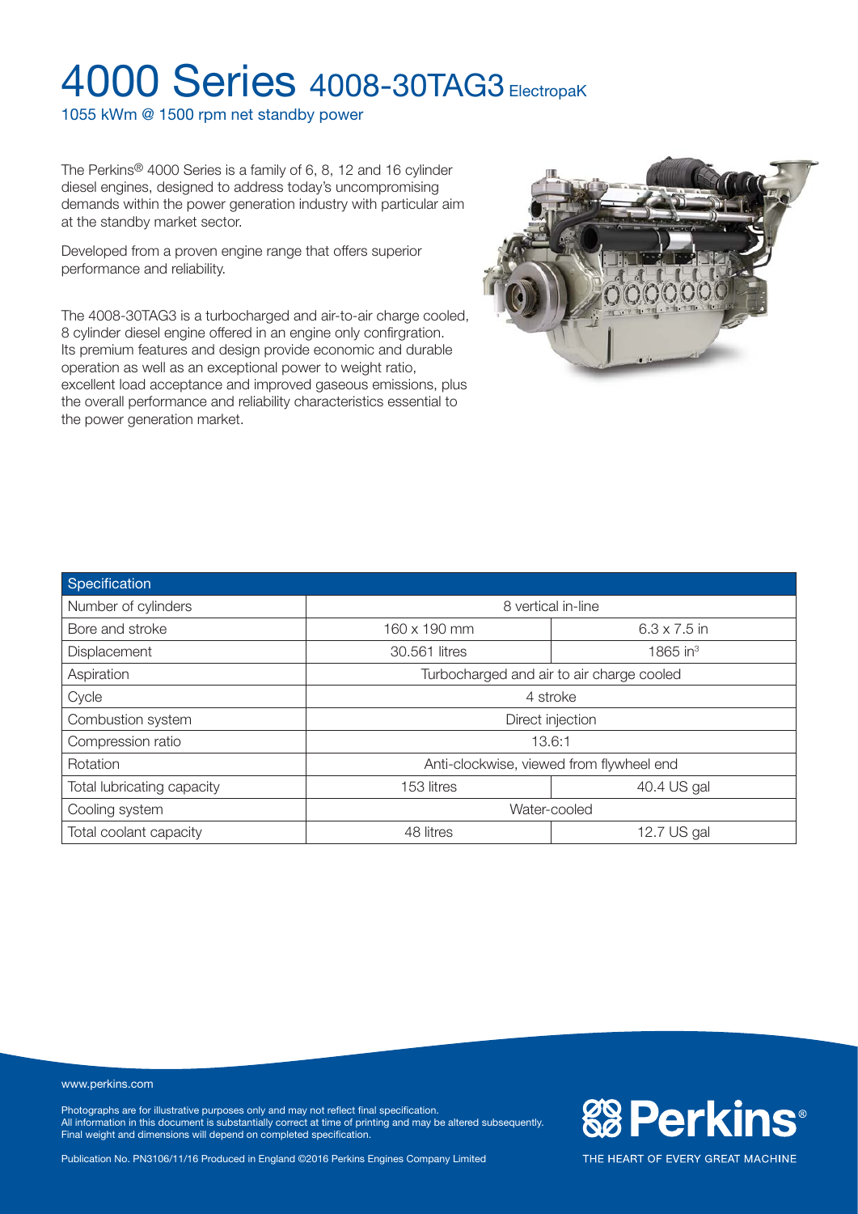# 4000 Series 4008-30TAG3 ElectropaK

1055 kWm @ 1500 rpm net standby power

The Perkins® 4000 Series is a family of 6, 8, 12 and 16 cylinder diesel engines, designed to address today's uncompromising demands within the power generation industry with particular aim at the standby market sector.

Developed from a proven engine range that offers superior performance and reliability.

The 4008-30TAG3 is a turbocharged and air-to-air charge cooled, 8 cylinder diesel engine offered in an engine only confirgration. Its premium features and design provide economic and durable operation as well as an exceptional power to weight ratio, excellent load acceptance and improved gaseous emissions, plus the overall performance and reliability characteristics essential to the power generation market.

| Specification | | |
|---|---|---|
| Number of cylinders | 8 vertical in-line | |
| Bore and stroke | 160 x 190 mm | 6.3 x 7.5 in |
| Displacement | 30.561 litres | 1865 in$^3$ |
| Aspiration | Turbocharged and air to air charge cooled | |
| Cycle | 4 stroke | |
| Combustion system | Direct injection | |
| Compression ratio | 13.6:1 | |
| Rotation | Anti-clockwise, viewed from flywheel end | |
| Total lubricating capacity | 153 litres | 40.4 US gal |
| Cooling system | Water-cooled | |
| Total coolant capacity | 48 litres | 12.7 US gal |

www.perkins.com

Photographs are for illustrative purposes only and may not reflect final specification.
All information in this document is substantially correct at time of printing and may be altered subsequently.
Final weight and dimensions will depend on completed specification.

Publication No. PN3106/11/16 Produced in England ©2016 Perkins Engines Company Limited

Perkins®

THE HEART OF EVERY GREAT MACHINE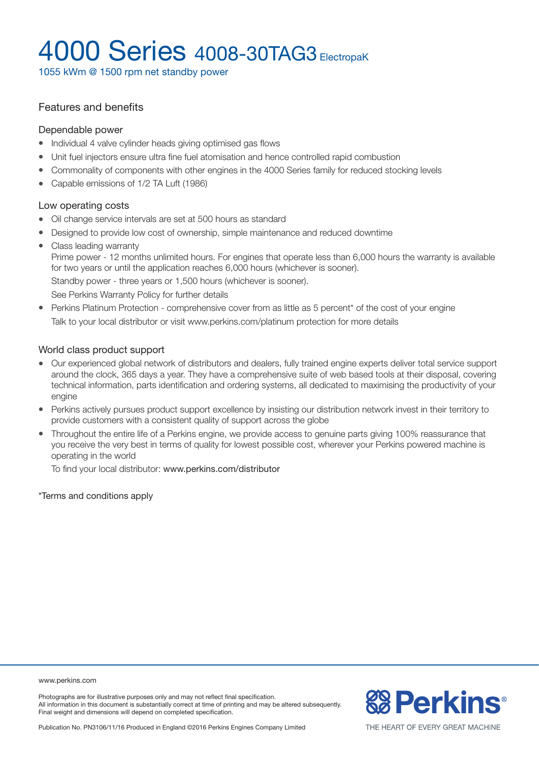# 4000 Series 4008-30TAG3 ElectropaK

1055 kWm @ 1500 rpm net standby power

## Features and benefits

### Dependable power

- Individual 4 valve cylinder heads giving optimised gas flows
- Unit fuel injectors ensure ultra fine fuel atomisation and hence controlled rapid combustion
- Commonality of components with other engines in the 4000 Series family for reduced stocking levels
- Capable emissions of 1/2 TA Luft (1986)

### Low operating costs

- Oil change service intervals are set at 500 hours as standard
- Designed to provide low cost of ownership, simple maintenance and reduced downtime
- Class leading warranty
  Prime power - 12 months unlimited hours. For engines that operate less than 6,000 hours the warranty is available for two years or until the application reaches 6,000 hours (whichever is sooner).
  Standby power - three years or 1,500 hours (whichever is sooner).
  See Perkins Warranty Policy for further details
- Perkins Platinum Protection - comprehensive cover from as little as 5 percent* of the cost of your engine
  Talk to your local distributor or visit www.perkins.com/platinum protection for more details

### World class product support

- Our experienced global network of distributors and dealers, fully trained engine experts deliver total service support around the clock, 365 days a year. They have a comprehensive suite of web based tools at their disposal, covering technical information, parts identification and ordering systems, all dedicated to maximising the productivity of your engine
- Perkins actively pursues product support excellence by insisting our distribution network invest in their territory to provide customers with a consistent quality of support across the globe
- Throughout the entire life of a Perkins engine, we provide access to genuine parts giving 100% reassurance that you receive the very best in terms of quality for lowest possible cost, wherever your Perkins powered machine is operating in the world
  To find your local distributor: www.perkins.com/distributor

*Terms and conditions apply

www.perkins.com

Photographs are for illustrative purposes only and may not reflect final specification.
All information in this document is substantially correct at time of printing and may be altered subsequently.
Final weight and dimensions will depend on completed specification.

Publication No. PN3106/11/16 Produced in England ©2016 Perkins Engines Company Limited

Perkins®

THE HEART OF EVERY GREAT MACHINE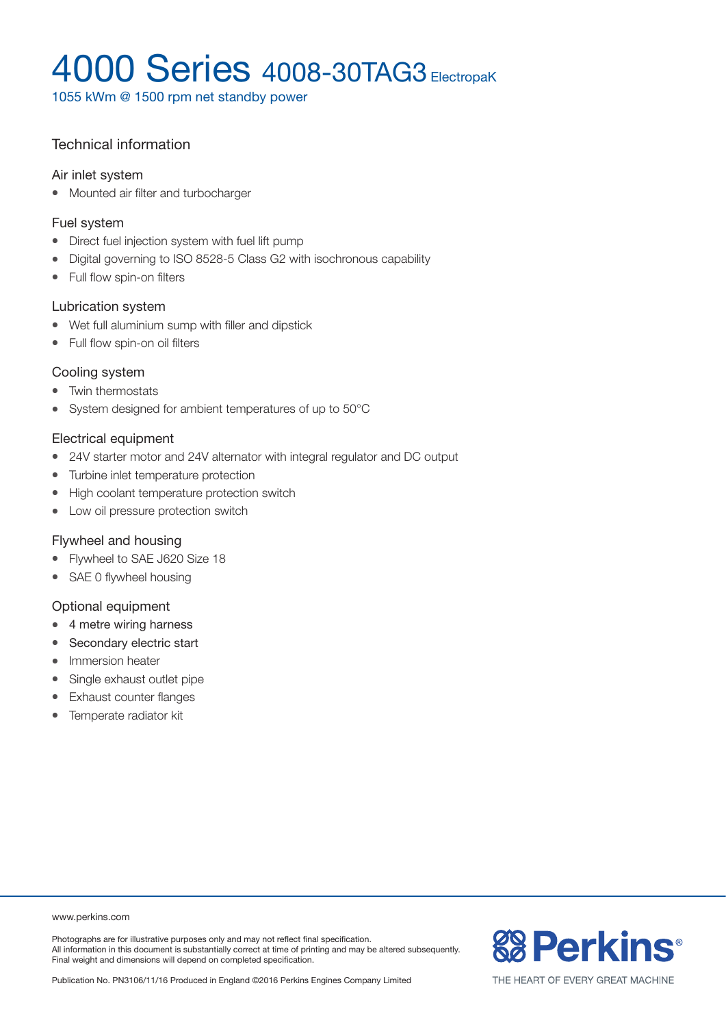# 4000 Series 4008-30TAG3 ElectropaK

1055 kWm @ 1500 rpm net standby power

## Technical information

### Air inlet system

- Mounted air filter and turbocharger

### Fuel system

- Direct fuel injection system with fuel lift pump
- Digital governing to ISO 8528-5 Class G2 with isochronous capability
- Full flow spin-on filters

### Lubrication system

- Wet full aluminium sump with filler and dipstick
- Full flow spin-on oil filters

### Cooling system

- Twin thermostats
- System designed for ambient temperatures of up to 50°C

### Electrical equipment

- 24V starter motor and 24V alternator with integral regulator and DC output
- Turbine inlet temperature protection
- High coolant temperature protection switch
- Low oil pressure protection switch

### Flywheel and housing

- Flywheel to SAE J620 Size 18
- SAE 0 flywheel housing

### Optional equipment

- 4 metre wiring harness
- Secondary electric start
- Immersion heater
- Single exhaust outlet pipe
- Exhaust counter flanges
- Temperate radiator kit

www.perkins.com

Photographs are for illustrative purposes only and may not reflect final specification.
All information in this document is substantially correct at time of printing and may be altered subsequently.
Final weight and dimensions will depend on completed specification.

Publication No. PN3106/11/16 Produced in England ©2016 Perkins Engines Company Limited

Perkins®

THE HEART OF EVERY GREAT MACHINE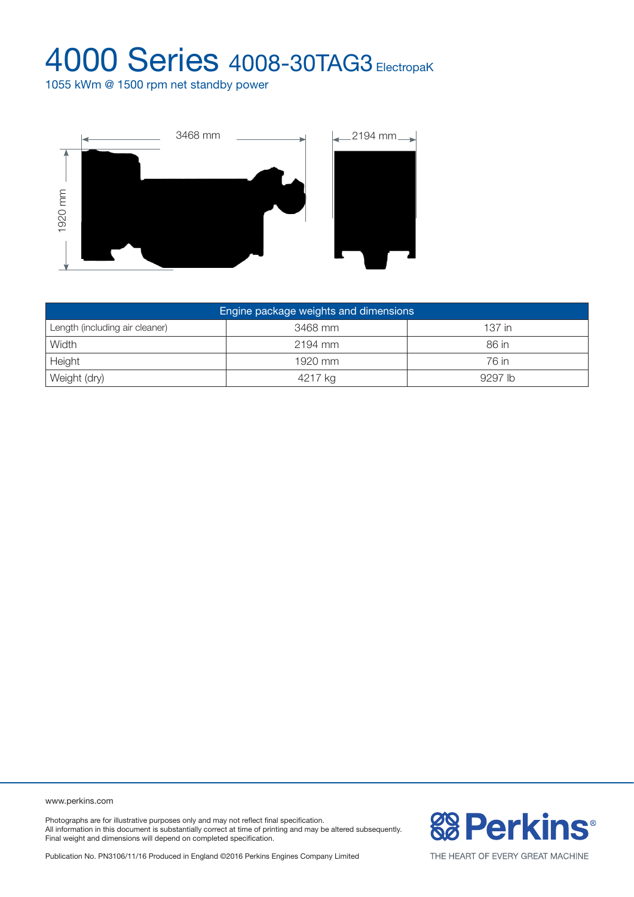# 4000 Series 4008-30TAG3 ElectropaK

1055 kWm @ 1500 rpm net standby power

3468 mm

2194 mm

1920 mm

| Engine package weights and dimensions | | |
|---|---|---|
| Length (including air cleaner) | 3468 mm | 137 in |
| Width | 2194 mm | 86 in |
| Height | 1920 mm | 76 in |
| Weight (dry) | 4217 kg | 9297 lb |

www.perkins.com

Photographs are for illustrative purposes only and may not reflect final specification.
All information in this document is substantially correct at time of printing and may be altered subsequently.
Final weight and dimensions will depend on completed specification.

Publication No. PN3106/11/16 Produced in England ©2016 Perkins Engines Company Limited

Perkins®

THE HEART OF EVERY GREAT MACHINE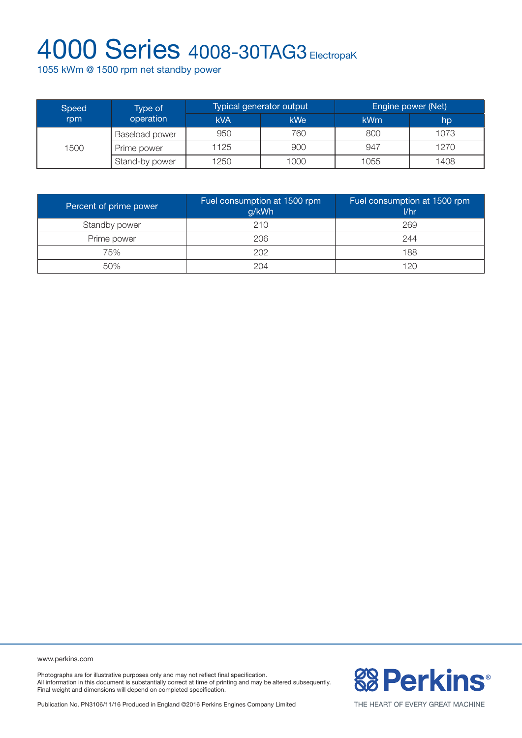# 4000 Series 4008-30TAG3 ElectropaK

1055 kWm @ 1500 rpm net standby power

| Speed rpm | Type of operation | Typical generator output | | Engine power (Net) | |
|---|---|---|---|---|---|
| | | kVA | kWe | kWm | hp |
| 1500 | Baseload power | 950 | 760 | 800 | 1073 |
| | Prime power | 1125 | 900 | 947 | 1270 |
| | Stand-by power | 1250 | 1000 | 1055 | 1408 |

| Percent of prime power | Fuel consumption at 1500 rpm g/kWh | Fuel consumption at 1500 rpm l/hr |
|---|---|---|
| Standby power | 210 | 269 |
| Prime power | 206 | 244 |
| 75% | 202 | 188 |
| 50% | 204 | 120 |

www.perkins.com

Photographs are for illustrative purposes only and may not reflect final specification.
All information in this document is substantially correct at time of printing and may be altered subsequently.
Final weight and dimensions will depend on completed specification.

Publication No. PN3106/11/16 Produced in England ©2016 Perkins Engines Company Limited

Perkins®

THE HEART OF EVERY GREAT MACHINE